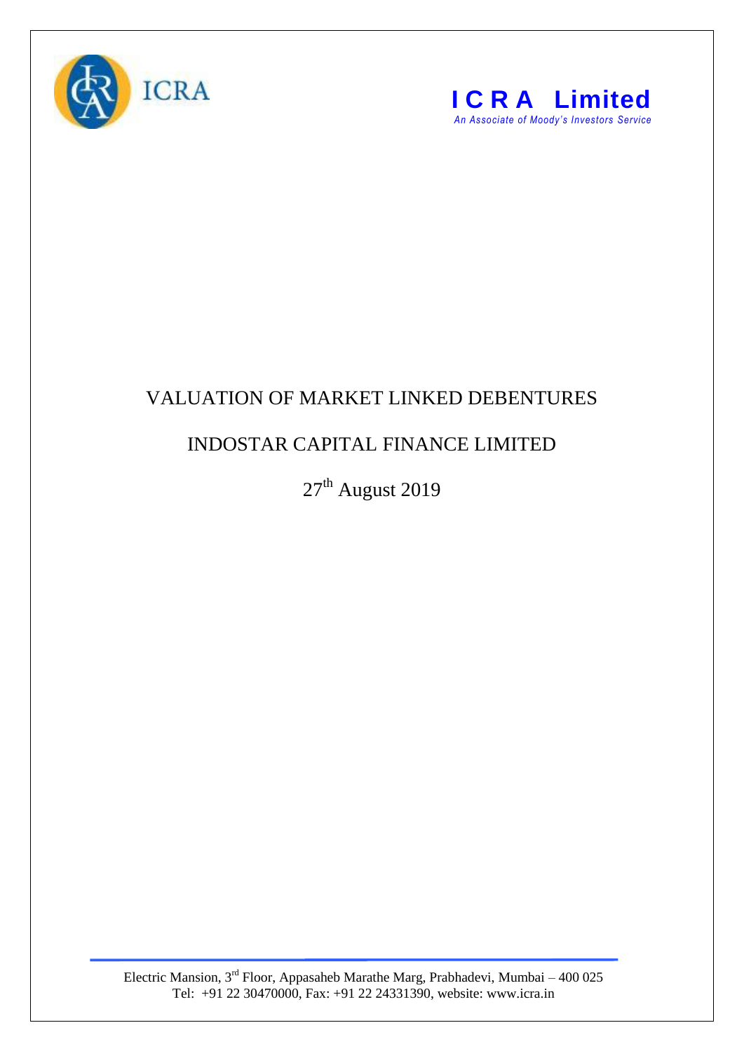ICRA

**ICRA Limited**

*An Associate of Moody's Investors Service*

# VALUATION OF MARKET LINKED DEBENTURES

## INDOSTAR CAPITAL FINANCE LIMITED

27th August 2019

Electric Mansion, 3rd Floor, Appasaheb Marathe Marg, Prabhadevi, Mumbai – 400 025
Tel: +91 22 30470000, Fax: +91 22 24331390, website: www.icra.in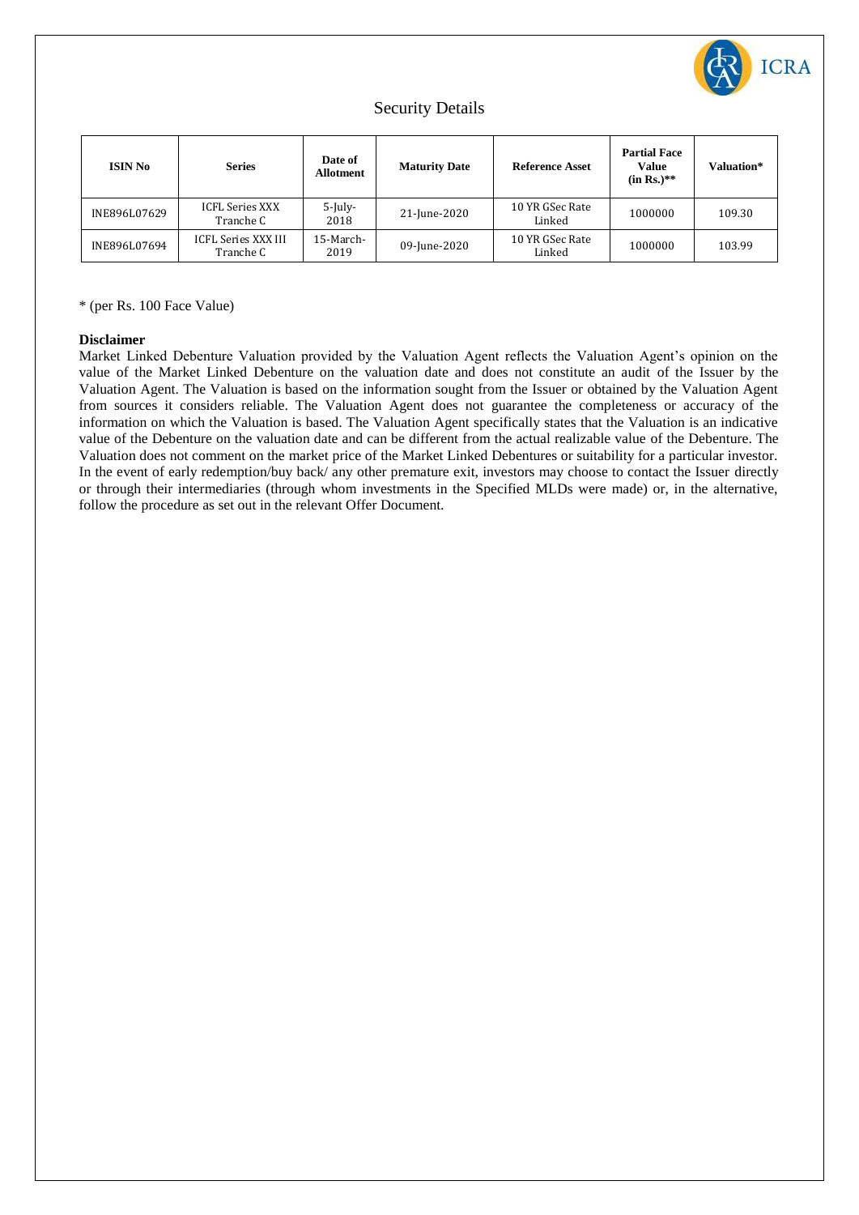## Security Details

| ISIN No | Series | Date of Allotment | Maturity Date | Reference Asset | Partial Face Value (in Rs.)** | Valuation* |
|---|---|---|---|---|---|---|
| INE896L07629 | ICFL Series XXX Tranche C | 5-July-2018 | 21-June-2020 | 10 YR GSec Rate Linked | 1000000 | 109.30 |
| INE896L07694 | ICFL Series XXX III Tranche C | 15-March-2019 | 09-June-2020 | 10 YR GSec Rate Linked | 1000000 | 103.99 |

* (per Rs. 100 Face Value)

**Disclaimer**

Market Linked Debenture Valuation provided by the Valuation Agent reflects the Valuation Agent's opinion on the value of the Market Linked Debenture on the valuation date and does not constitute an audit of the Issuer by the Valuation Agent. The Valuation is based on the information sought from the Issuer or obtained by the Valuation Agent from sources it considers reliable. The Valuation Agent does not guarantee the completeness or accuracy of the information on which the Valuation is based. The Valuation Agent specifically states that the Valuation is an indicative value of the Debenture on the valuation date and can be different from the actual realizable value of the Debenture. The Valuation does not comment on the market price of the Market Linked Debentures or suitability for a particular investor. In the event of early redemption/buy back/ any other premature exit, investors may choose to contact the Issuer directly or through their intermediaries (through whom investments in the Specified MLDs were made) or, in the alternative, follow the procedure as set out in the relevant Offer Document.